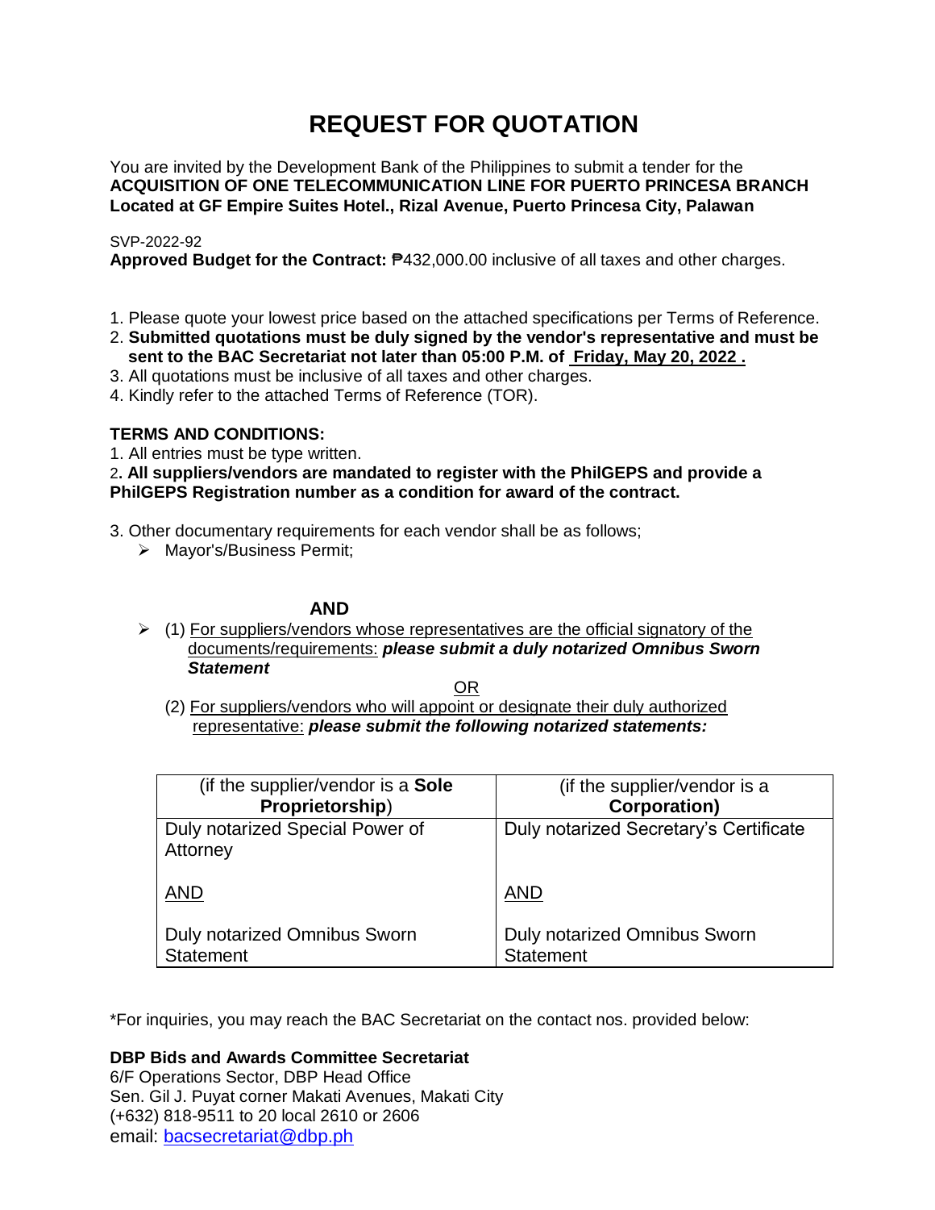# REQUEST FOR QUOTATION

You are invited by the Development Bank of the Philippines to submit a tender for the **ACQUISITION OF ONE TELECOMMUNICATION LINE FOR PUERTO PRINCESA BRANCH Located at GF Empire Suites Hotel., Rizal Avenue, Puerto Princesa City, Palawan**

SVP-2022-92

**Approved Budget for the Contract:** ₱432,000.00 inclusive of all taxes and other charges.

1. Please quote your lowest price based on the attached specifications per Terms of Reference.
2. **Submitted quotations must be duly signed by the vendor's representative and must be sent to the BAC Secretariat not later than 05:00 P.M. of Friday, May 20, 2022 .**
3. All quotations must be inclusive of all taxes and other charges.
4. Kindly refer to the attached Terms of Reference (TOR).

**TERMS AND CONDITIONS:**

1. All entries must be type written.
2. **All suppliers/vendors are mandated to register with the PhilGEPS and provide a PhilGEPS Registration number as a condition for award of the contract.**
3. Other documentary requirements for each vendor shall be as follows;
   - Mayor's/Business Permit;

**AND**

- (1) For suppliers/vendors whose representatives are the official signatory of the documents/requirements: ***please submit a duly notarized Omnibus Sworn Statement***

OR

(2) For suppliers/vendors who will appoint or designate their duly authorized representative: ***please submit the following notarized statements:***

| (if the supplier/vendor is a **Sole Proprietorship**) | (if the supplier/vendor is a **Corporation)** |
|---|---|
| Duly notarized Special Power of Attorney<br><br>AND<br><br>Duly notarized Omnibus Sworn Statement | Duly notarized Secretary's Certificate<br><br>AND<br><br>Duly notarized Omnibus Sworn Statement |

*For inquiries, you may reach the BAC Secretariat on the contact nos. provided below:

**DBP Bids and Awards Committee Secretariat**
6/F Operations Sector, DBP Head Office
Sen. Gil J. Puyat corner Makati Avenues, Makati City
(+632) 818-9511 to 20 local 2610 or 2606
email: bacsecretariat@dbp.ph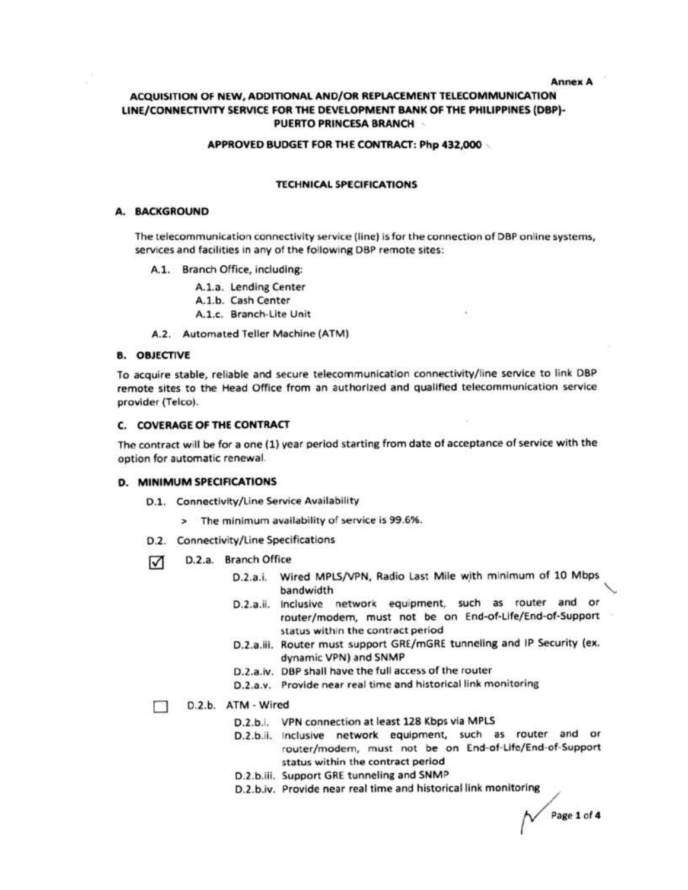Annex A

# ACQUISITION OF NEW, ADDITIONAL AND/OR REPLACEMENT TELECOMMUNICATION LINE/CONNECTIVITY SERVICE FOR THE DEVELOPMENT BANK OF THE PHILIPPINES (DBP)-PUERTO PRINCESA BRANCH

**APPROVED BUDGET FOR THE CONTRACT: Php 432,000**

## TECHNICAL SPECIFICATIONS

### A. BACKGROUND

The telecommunication connectivity service (line) is for the connection of DBP online systems, services and facilities in any of the following DBP remote sites:

- A.1. Branch Office, including:
  - A.1.a. Lending Center
  - A.1.b. Cash Center
  - A.1.c. Branch-Lite Unit
- A.2. Automated Teller Machine (ATM)

### B. OBJECTIVE

To acquire stable, reliable and secure telecommunication connectivity/line service to link DBP remote sites to the Head Office from an authorized and qualified telecommunication service provider (Telco).

### C. COVERAGE OF THE CONTRACT

The contract will be for a one (1) year period starting from date of acceptance of service with the option for automatic renewal.

### D. MINIMUM SPECIFICATIONS

- D.1. Connectivity/Line Service Availability
  - > The minimum availability of service is 99.6%.
- D.2. Connectivity/Line Specifications

☑ D.2.a. Branch Office

- D.2.a.i. Wired MPLS/VPN, Radio Last Mile with minimum of 10 Mbps bandwidth
- D.2.a.ii. Inclusive network equipment, such as router and or router/modem, must not be on End-of-Life/End-of-Support status within the contract period
- D.2.a.iii. Router must support GRE/mGRE tunneling and IP Security (ex. dynamic VPN) and SNMP
- D.2.a.iv. DBP shall have the full access of the router
- D.2.a.v. Provide near real time and historical link monitoring

☐ D.2.b. ATM - Wired

- D.2.b.i. VPN connection at least 128 Kbps via MPLS
- D.2.b.ii. Inclusive network equipment, such as router and or router/modem, must not be on End-of-Life/End-of-Support status within the contract period
- D.2.b.iii. Support GRE tunneling and SNMP
- D.2.b.iv. Provide near real time and historical link monitoring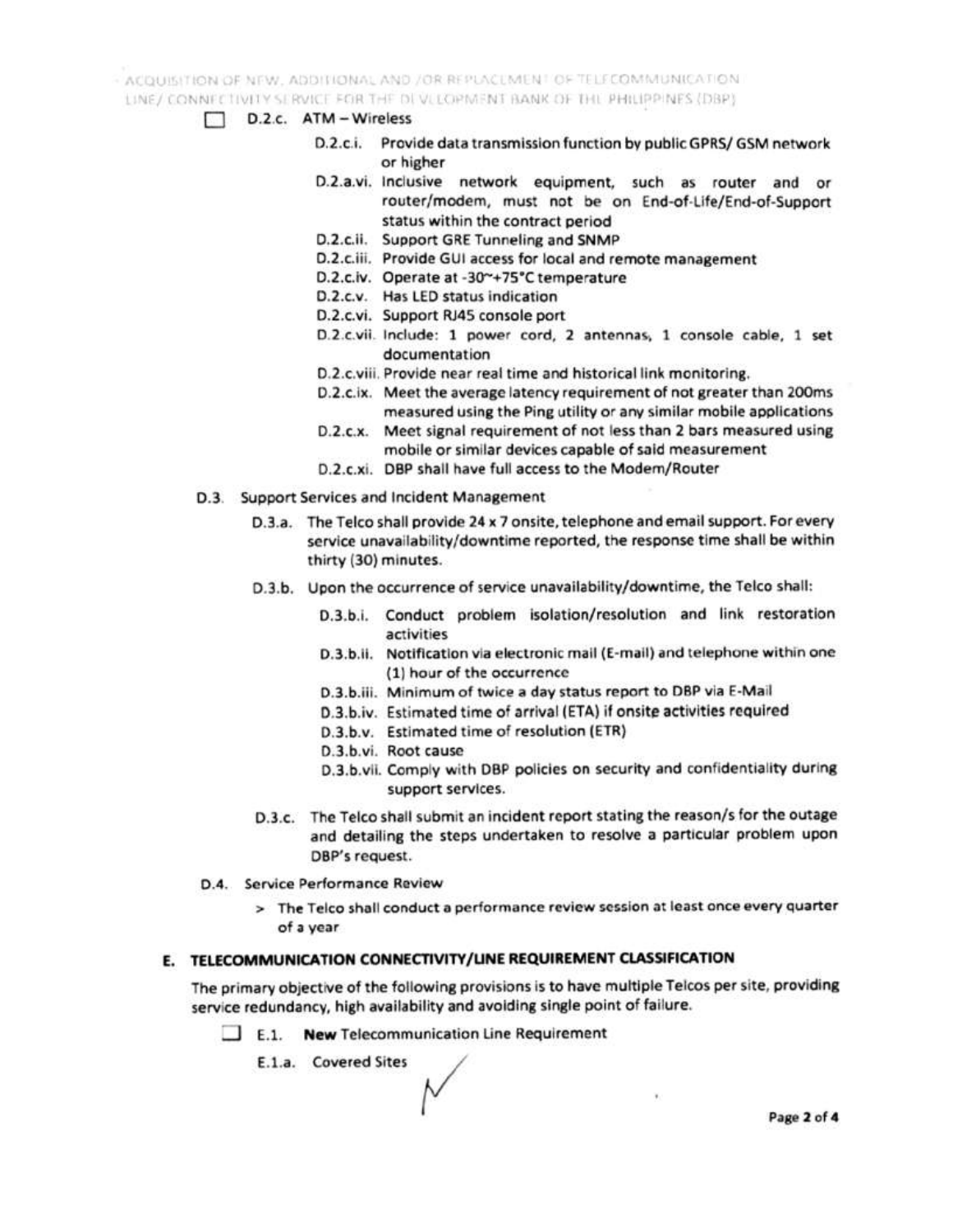- [ ] D.2.c. ATM – Wireless
    - D.2.c.i. Provide data transmission function by public GPRS/ GSM network or higher
    - D.2.a.vi. Inclusive network equipment, such as router and or router/modem, must not be on End-of-Life/End-of-Support status within the contract period
    - D.2.c.ii. Support GRE Tunneling and SNMP
    - D.2.c.iii. Provide GUI access for local and remote management
    - D.2.c.iv. Operate at -30~+75°C temperature
    - D.2.c.v. Has LED status indication
    - D.2.c.vi. Support RJ45 console port
    - D.2.c.vii. Include: 1 power cord, 2 antennas, 1 console cable, 1 set documentation
    - D.2.c.viii. Provide near real time and historical link monitoring.
    - D.2.c.ix. Meet the average latency requirement of not greater than 200ms measured using the Ping utility or any similar mobile applications
    - D.2.c.x. Meet signal requirement of not less than 2 bars measured using mobile or similar devices capable of said measurement
    - D.2.c.xi. DBP shall have full access to the Modem/Router

D.3. Support Services and Incident Management

- D.3.a. The Telco shall provide 24 x 7 onsite, telephone and email support. For every service unavailability/downtime reported, the response time shall be within thirty (30) minutes.
- D.3.b. Upon the occurrence of service unavailability/downtime, the Telco shall:
    - D.3.b.i. Conduct problem isolation/resolution and link restoration activities
    - D.3.b.ii. Notification via electronic mail (E-mail) and telephone within one (1) hour of the occurrence
    - D.3.b.iii. Minimum of twice a day status report to DBP via E-Mail
    - D.3.b.iv. Estimated time of arrival (ETA) if onsite activities required
    - D.3.b.v. Estimated time of resolution (ETR)
    - D.3.b.vi. Root cause
    - D.3.b.vii. Comply with DBP policies on security and confidentiality during support services.
- D.3.c. The Telco shall submit an incident report stating the reason/s for the outage and detailing the steps undertaken to resolve a particular problem upon DBP's request.

D.4. Service Performance Review

> The Telco shall conduct a performance review session at least once every quarter of a year

## E. TELECOMMUNICATION CONNECTIVITY/LINE REQUIREMENT CLASSIFICATION

The primary objective of the following provisions is to have multiple Telcos per site, providing service redundancy, high availability and avoiding single point of failure.

- [ ] E.1. **New** Telecommunication Line Requirement
    - E.1.a. Covered Sites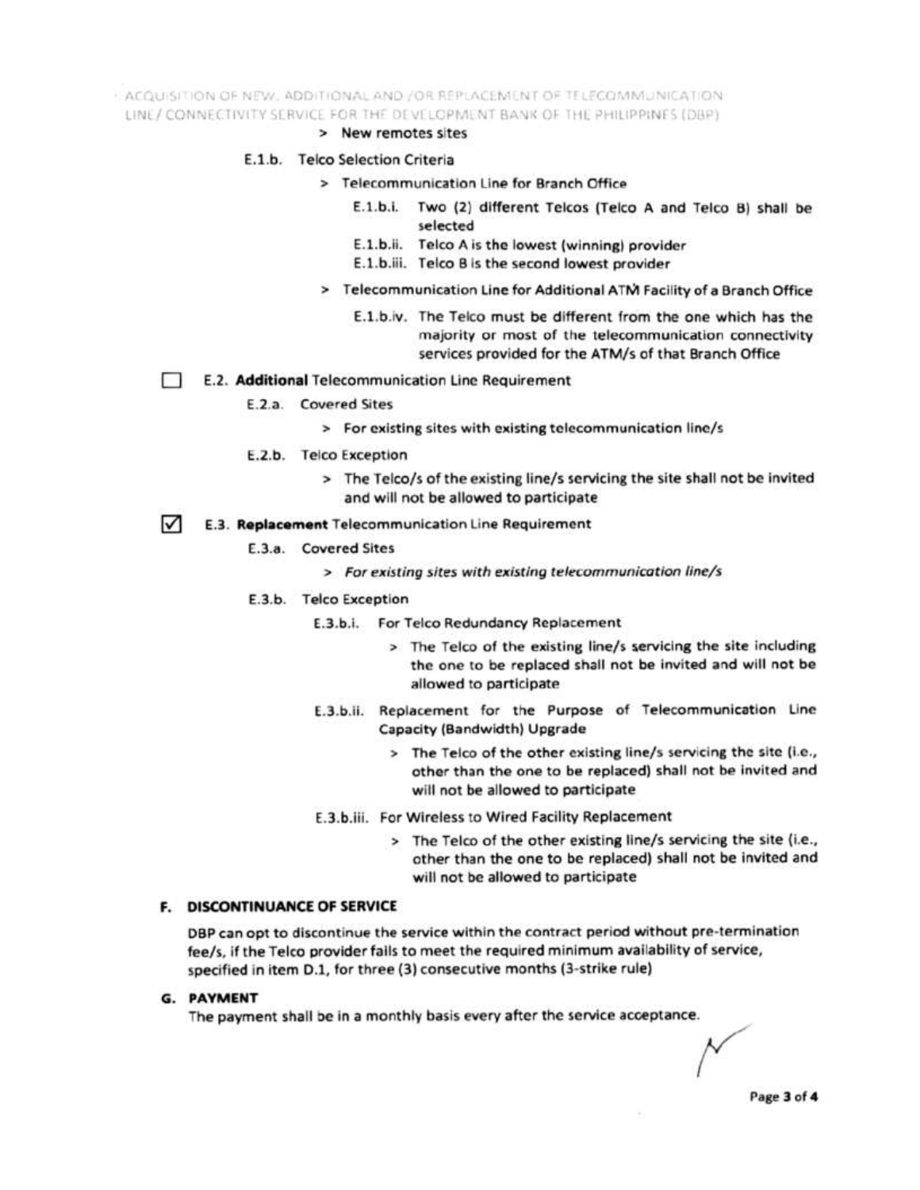> New remotes sites

E.1.b. Telco Selection Criteria

> Telecommunication Line for Branch Office

E.1.b.i. Two (2) different Telcos (Telco A and Telco B) shall be selected

E.1.b.ii. Telco A is the lowest (winning) provider

E.1.b.iii. Telco B is the second lowest provider

> Telecommunication Line for Additional ATM Facility of a Branch Office

E.1.b.iv. The Telco must be different from the one which has the majority or most of the telecommunication connectivity services provided for the ATM/s of that Branch Office

☐ E.2. **Additional** Telecommunication Line Requirement

E.2.a. Covered Sites

> For existing sites with existing telecommunication line/s

E.2.b. Telco Exception

> The Telco/s of the existing line/s servicing the site shall not be invited and will not be allowed to participate

☑ E.3. **Replacement** Telecommunication Line Requirement

E.3.a. Covered Sites

> *For existing sites with existing telecommunication line/s*

E.3.b. Telco Exception

E.3.b.i. For Telco Redundancy Replacement

> The Telco of the existing line/s servicing the site including the one to be replaced shall not be invited and will not be allowed to participate

E.3.b.ii. Replacement for the Purpose of Telecommunication Line Capacity (Bandwidth) Upgrade

> The Telco of the other existing line/s servicing the site (i.e., other than the one to be replaced) shall not be invited and will not be allowed to participate

E.3.b.iii. For Wireless to Wired Facility Replacement

> The Telco of the other existing line/s servicing the site (i.e., other than the one to be replaced) shall not be invited and will not be allowed to participate

## F. DISCONTINUANCE OF SERVICE

DBP can opt to discontinue the service within the contract period without pre-termination fee/s, if the Telco provider fails to meet the required minimum availability of service, specified in item D.1, for three (3) consecutive months (3-strike rule)

## G. PAYMENT

The payment shall be in a monthly basis every after the service acceptance.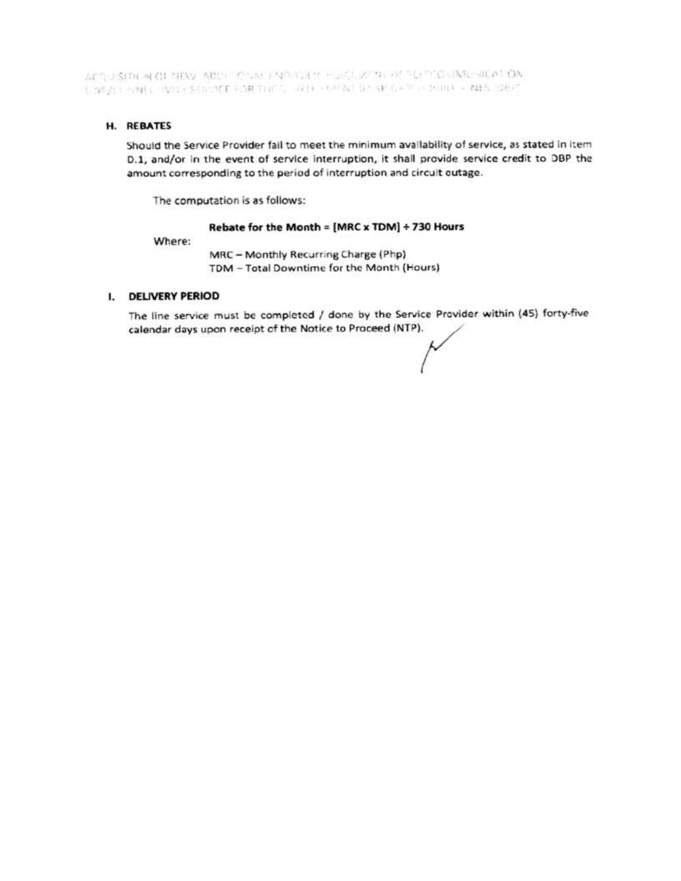## H. REBATES

Should the Service Provider fail to meet the minimum availability of service, as stated in item D.1, and/or in the event of service interruption, it shall provide service credit to DBP the amount corresponding to the period of interruption and circuit outage.

The computation is as follows:

**Rebate for the Month = [MRC x TDM] ÷ 730 Hours**

Where:

MRC – Monthly Recurring Charge (Php)
TDM – Total Downtime for the Month (Hours)

## I. DELIVERY PERIOD

The line service must be completed / done by the Service Provider within (45) forty-five calendar days upon receipt of the Notice to Proceed (NTP).